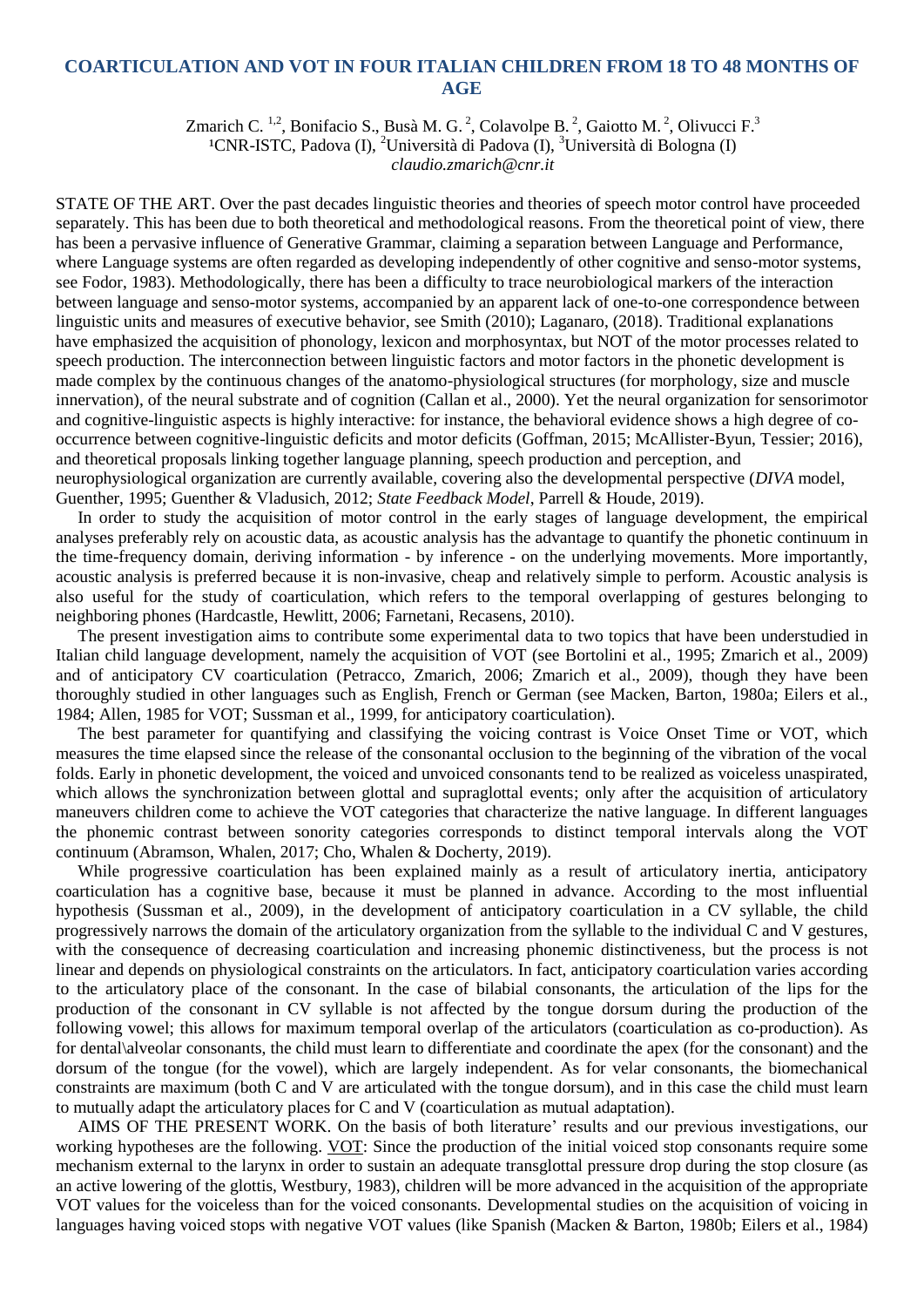# COARTICULATION AND VOT IN FOUR ITALIAN CHILDREN FROM 18 TO 48 MONTHS OF AGE

Zmarich C. [1,2], Bonifacio S., Busà M. G. [2], Colavolpe B. [2], Gaiotto M. [2], Olivucci F.[3]
[1]CNR-ISTC, Padova (I), [2]Università di Padova (I), [3]Università di Bologna (I)
*claudio.zmarich@cnr.it*

STATE OF THE ART. Over the past decades linguistic theories and theories of speech motor control have proceeded separately. This has been due to both theoretical and methodological reasons. From the theoretical point of view, there has been a pervasive influence of Generative Grammar, claiming a separation between Language and Performance, where Language systems are often regarded as developing independently of other cognitive and senso-motor systems, see Fodor, 1983). Methodologically, there has been a difficulty to trace neurobiological markers of the interaction between language and senso-motor systems, accompanied by an apparent lack of one-to-one correspondence between linguistic units and measures of executive behavior, see Smith (2010); Laganaro, (2018). Traditional explanations have emphasized the acquisition of phonology, lexicon and morphosyntax, but NOT of the motor processes related to speech production. The interconnection between linguistic factors and motor factors in the phonetic development is made complex by the continuous changes of the anatomo-physiological structures (for morphology, size and muscle innervation), of the neural substrate and of cognition (Callan et al., 2000). Yet the neural organization for sensorimotor and cognitive-linguistic aspects is highly interactive: for instance, the behavioral evidence shows a high degree of co-occurrence between cognitive-linguistic deficits and motor deficits (Goffman, 2015; McAllister-Byun, Tessier; 2016), and theoretical proposals linking together language planning, speech production and perception, and neurophysiological organization are currently available, covering also the developmental perspective (*DIVA* model, Guenther, 1995; Guenther & Vladusich, 2012; *State Feedback Model*, Parrell & Houde, 2019).

In order to study the acquisition of motor control in the early stages of language development, the empirical analyses preferably rely on acoustic data, as acoustic analysis has the advantage to quantify the phonetic continuum in the time-frequency domain, deriving information - by inference - on the underlying movements. More importantly, acoustic analysis is preferred because it is non-invasive, cheap and relatively simple to perform. Acoustic analysis is also useful for the study of coarticulation, which refers to the temporal overlapping of gestures belonging to neighboring phones (Hardcastle, Hewlitt, 2006; Farnetani, Recasens, 2010).

The present investigation aims to contribute some experimental data to two topics that have been understudied in Italian child language development, namely the acquisition of VOT (see Bortolini et al., 1995; Zmarich et al., 2009) and of anticipatory CV coarticulation (Petracco, Zmarich, 2006; Zmarich et al., 2009), though they have been thoroughly studied in other languages such as English, French or German (see Macken, Barton, 1980a; Eilers et al., 1984; Allen, 1985 for VOT; Sussman et al., 1999, for anticipatory coarticulation).

The best parameter for quantifying and classifying the voicing contrast is Voice Onset Time or VOT, which measures the time elapsed since the release of the consonantal occlusion to the beginning of the vibration of the vocal folds. Early in phonetic development, the voiced and unvoiced consonants tend to be realized as voiceless unaspirated, which allows the synchronization between glottal and supraglottal events; only after the acquisition of articulatory maneuvers children come to achieve the VOT categories that characterize the native language. In different languages the phonemic contrast between sonority categories corresponds to distinct temporal intervals along the VOT continuum (Abramson, Whalen, 2017; Cho, Whalen & Docherty, 2019).

While progressive coarticulation has been explained mainly as a result of articulatory inertia, anticipatory coarticulation has a cognitive base, because it must be planned in advance. According to the most influential hypothesis (Sussman et al., 2009), in the development of anticipatory coarticulation in a CV syllable, the child progressively narrows the domain of the articulatory organization from the syllable to the individual C and V gestures, with the consequence of decreasing coarticulation and increasing phonemic distinctiveness, but the process is not linear and depends on physiological constraints on the articulators. In fact, anticipatory coarticulation varies according to the articulatory place of the consonant. In the case of bilabial consonants, the articulation of the lips for the production of the consonant in CV syllable is not affected by the tongue dorsum during the production of the following vowel; this allows for maximum temporal overlap of the articulators (coarticulation as co-production). As for dental\alveolar consonants, the child must learn to differentiate and coordinate the apex (for the consonant) and the dorsum of the tongue (for the vowel), which are largely independent. As for velar consonants, the biomechanical constraints are maximum (both C and V are articulated with the tongue dorsum), and in this case the child must learn to mutually adapt the articulatory places for C and V (coarticulation as mutual adaptation).

AIMS OF THE PRESENT WORK. On the basis of both literature' results and our previous investigations, our working hypotheses are the following. VOT: Since the production of the initial voiced stop consonants require some mechanism external to the larynx in order to sustain an adequate transglottal pressure drop during the stop closure (as an active lowering of the glottis, Westbury, 1983), children will be more advanced in the acquisition of the appropriate VOT values for the voiceless than for the voiced consonants. Developmental studies on the acquisition of voicing in languages having voiced stops with negative VOT values (like Spanish (Macken & Barton, 1980b; Eilers et al., 1984)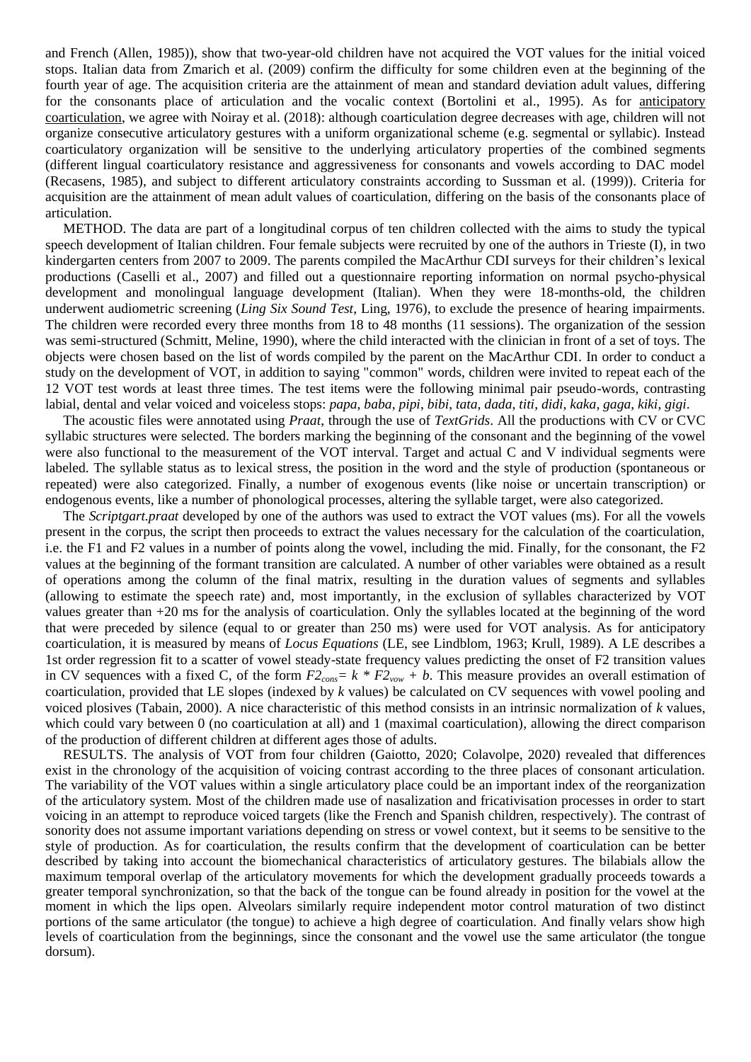and French (Allen, 1985)), show that two-year-old children have not acquired the VOT values for the initial voiced stops. Italian data from Zmarich et al. (2009) confirm the difficulty for some children even at the beginning of the fourth year of age. The acquisition criteria are the attainment of mean and standard deviation adult values, differing for the consonants place of articulation and the vocalic context (Bortolini et al., 1995). As for anticipatory coarticulation, we agree with Noiray et al. (2018): although coarticulation degree decreases with age, children will not organize consecutive articulatory gestures with a uniform organizational scheme (e.g. segmental or syllabic). Instead coarticulatory organization will be sensitive to the underlying articulatory properties of the combined segments (different lingual coarticulatory resistance and aggressiveness for consonants and vowels according to DAC model (Recasens, 1985), and subject to different articulatory constraints according to Sussman et al. (1999)). Criteria for acquisition are the attainment of mean adult values of coarticulation, differing on the basis of the consonants place of articulation.

METHOD. The data are part of a longitudinal corpus of ten children collected with the aims to study the typical speech development of Italian children. Four female subjects were recruited by one of the authors in Trieste (I), in two kindergarten centers from 2007 to 2009. The parents compiled the MacArthur CDI surveys for their children's lexical productions (Caselli et al., 2007) and filled out a questionnaire reporting information on normal psycho-physical development and monolingual language development (Italian). When they were 18-months-old, the children underwent audiometric screening (*Ling Six Sound Test*, Ling, 1976), to exclude the presence of hearing impairments. The children were recorded every three months from 18 to 48 months (11 sessions). The organization of the session was semi-structured (Schmitt, Meline, 1990), where the child interacted with the clinician in front of a set of toys. The objects were chosen based on the list of words compiled by the parent on the MacArthur CDI. In order to conduct a study on the development of VOT, in addition to saying "common" words, children were invited to repeat each of the 12 VOT test words at least three times. The test items were the following minimal pair pseudo-words, contrasting labial, dental and velar voiced and voiceless stops: *papa*, *baba*, *pipi*, *bibi*, *tata*, *dada*, *titi*, *didi*, *kaka*, *gaga*, *kiki*, *gigi*.

The acoustic files were annotated using *Praat*, through the use of *TextGrids*. All the productions with CV or CVC syllabic structures were selected. The borders marking the beginning of the consonant and the beginning of the vowel were also functional to the measurement of the VOT interval. Target and actual C and V individual segments were labeled. The syllable status as to lexical stress, the position in the word and the style of production (spontaneous or repeated) were also categorized. Finally, a number of exogenous events (like noise or uncertain transcription) or endogenous events, like a number of phonological processes, altering the syllable target, were also categorized.

The *Scriptgart.praat* developed by one of the authors was used to extract the VOT values (ms). For all the vowels present in the corpus, the script then proceeds to extract the values necessary for the calculation of the coarticulation, i.e. the F1 and F2 values in a number of points along the vowel, including the mid. Finally, for the consonant, the F2 values at the beginning of the formant transition are calculated. A number of other variables were obtained as a result of operations among the column of the final matrix, resulting in the duration values of segments and syllables (allowing to estimate the speech rate) and, most importantly, in the exclusion of syllables characterized by VOT values greater than +20 ms for the analysis of coarticulation. Only the syllables located at the beginning of the word that were preceded by silence (equal to or greater than 250 ms) were used for VOT analysis. As for anticipatory coarticulation, it is measured by means of *Locus Equations* (LE, see Lindblom, 1963; Krull, 1989). A LE describes a 1st order regression fit to a scatter of vowel steady-state frequency values predicting the onset of F2 transition values in CV sequences with a fixed C, of the form $F2_{cons} = k * F2_{vow} + b$. This measure provides an overall estimation of coarticulation, provided that LE slopes (indexed by $k$ values) be calculated on CV sequences with vowel pooling and voiced plosives (Tabain, 2000). A nice characteristic of this method consists in an intrinsic normalization of $k$ values, which could vary between 0 (no coarticulation at all) and 1 (maximal coarticulation), allowing the direct comparison of the production of different children at different ages those of adults.

RESULTS. The analysis of VOT from four children (Gaiotto, 2020; Colavolpe, 2020) revealed that differences exist in the chronology of the acquisition of voicing contrast according to the three places of consonant articulation. The variability of the VOT values within a single articulatory place could be an important index of the reorganization of the articulatory system. Most of the children made use of nasalization and fricativisation processes in order to start voicing in an attempt to reproduce voiced targets (like the French and Spanish children, respectively). The contrast of sonority does not assume important variations depending on stress or vowel context, but it seems to be sensitive to the style of production. As for coarticulation, the results confirm that the development of coarticulation can be better described by taking into account the biomechanical characteristics of articulatory gestures. The bilabials allow the maximum temporal overlap of the articulatory movements for which the development gradually proceeds towards a greater temporal synchronization, so that the back of the tongue can be found already in position for the vowel at the moment in which the lips open. Alveolars similarly require independent motor control maturation of two distinct portions of the same articulator (the tongue) to achieve a high degree of coarticulation. And finally velars show high levels of coarticulation from the beginnings, since the consonant and the vowel use the same articulator (the tongue dorsum).